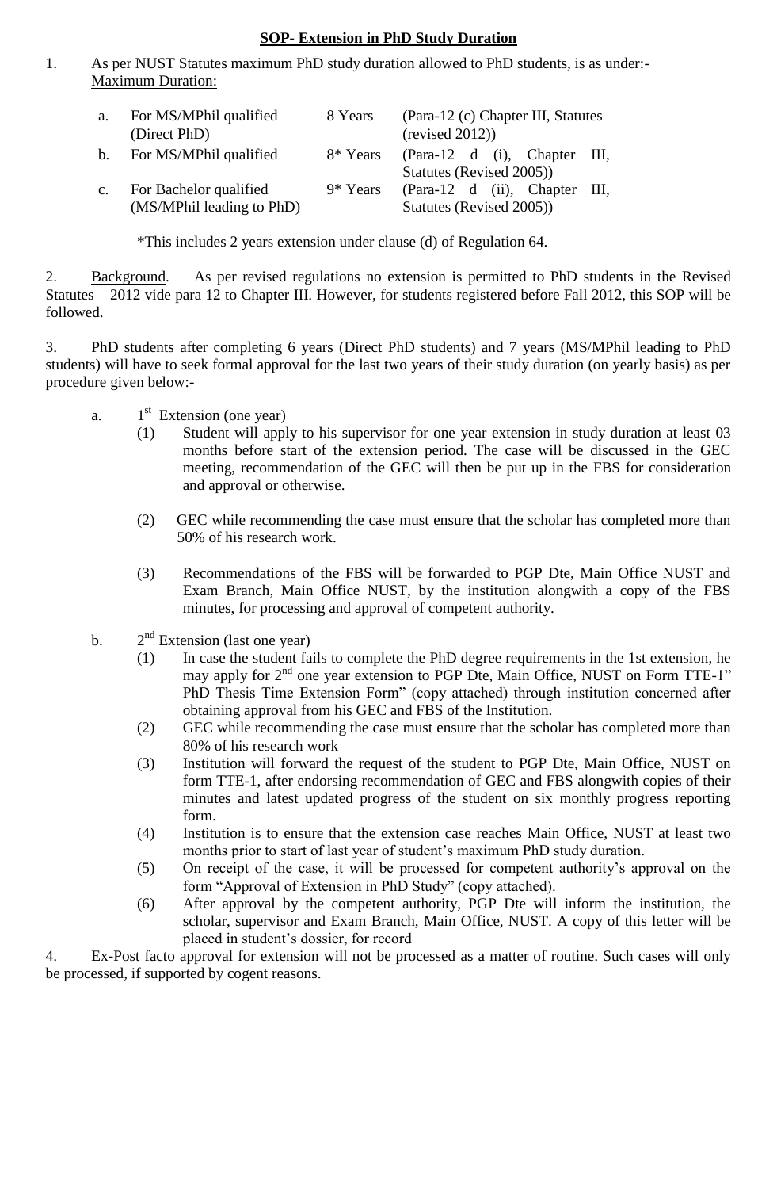**SOP- Extension in PhD Study Duration**

1. As per NUST Statutes maximum PhD study duration allowed to PhD students, is as under:-
   Maximum Duration:

| | | | |
|---|---|---|---|
| a. | For MS/MPhil qualified (Direct PhD) | 8 Years | (Para-12 (c) Chapter III, Statutes (revised 2012)) |
| b. | For MS/MPhil qualified | 8* Years | (Para-12 d (i), Chapter III, Statutes (Revised 2005)) |
| c. | For Bachelor qualified (MS/MPhil leading to PhD) | 9* Years | (Para-12 d (ii), Chapter III, Statutes (Revised 2005)) |

*This includes 2 years extension under clause (d) of Regulation 64.

2. Background. As per revised regulations no extension is permitted to PhD students in the Revised Statutes – 2012 vide para 12 to Chapter III. However, for students registered before Fall 2012, this SOP will be followed.

3. PhD students after completing 6 years (Direct PhD students) and 7 years (MS/MPhil leading to PhD students) will have to seek formal approval for the last two years of their study duration (on yearly basis) as per procedure given below:-

a. 1st Extension (one year)

   (1) Student will apply to his supervisor for one year extension in study duration at least 03 months before start of the extension period. The case will be discussed in the GEC meeting, recommendation of the GEC will then be put up in the FBS for consideration and approval or otherwise.

   (2) GEC while recommending the case must ensure that the scholar has completed more than 50% of his research work.

   (3) Recommendations of the FBS will be forwarded to PGP Dte, Main Office NUST and Exam Branch, Main Office NUST, by the institution alongwith a copy of the FBS minutes, for processing and approval of competent authority.

b. 2nd Extension (last one year)

   (1) In case the student fails to complete the PhD degree requirements in the 1st extension, he may apply for 2nd one year extension to PGP Dte, Main Office, NUST on Form TTE-1" PhD Thesis Time Extension Form" (copy attached) through institution concerned after obtaining approval from his GEC and FBS of the Institution.

   (2) GEC while recommending the case must ensure that the scholar has completed more than 80% of his research work

   (3) Institution will forward the request of the student to PGP Dte, Main Office, NUST on form TTE-1, after endorsing recommendation of GEC and FBS alongwith copies of their minutes and latest updated progress of the student on six monthly progress reporting form.

   (4) Institution is to ensure that the extension case reaches Main Office, NUST at least two months prior to start of last year of student's maximum PhD study duration.

   (5) On receipt of the case, it will be processed for competent authority's approval on the form "Approval of Extension in PhD Study" (copy attached).

   (6) After approval by the competent authority, PGP Dte will inform the institution, the scholar, supervisor and Exam Branch, Main Office, NUST. A copy of this letter will be placed in student's dossier, for record

4. Ex-Post facto approval for extension will not be processed as a matter of routine. Such cases will only be processed, if supported by cogent reasons.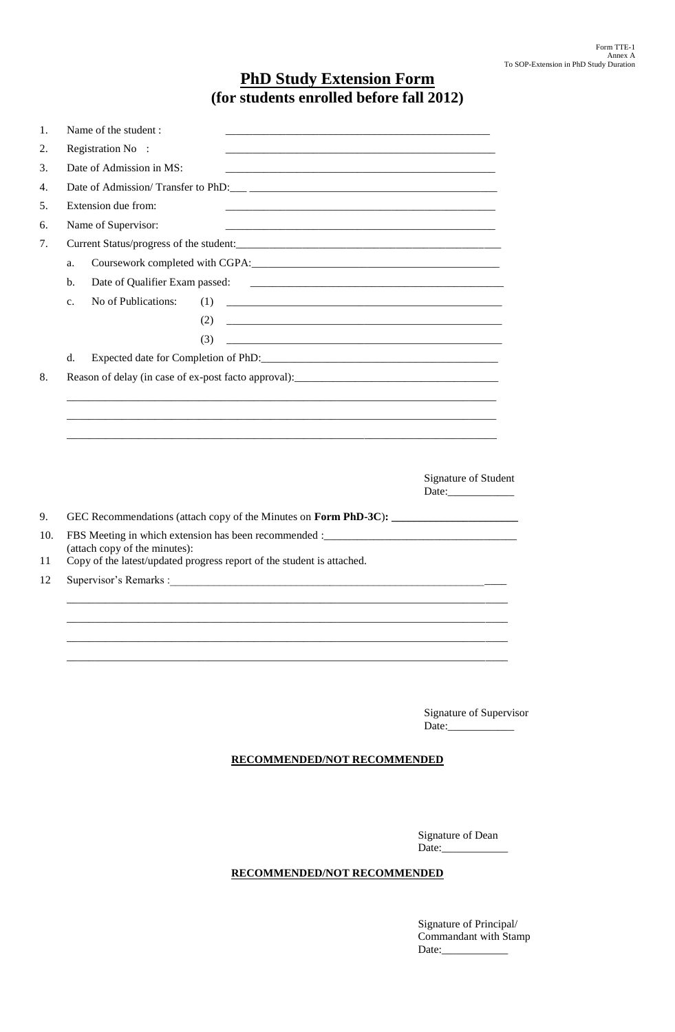Form TTE-1
Annex A
To SOP-Extension in PhD Study Duration

# PhD Study Extension Form
## (for students enrolled before fall 2012)

1. Name of the student : ________________________________________________
2. Registration No : ________________________________________________
3. Date of Admission in MS: ________________________________________________
4. Date of Admission/ Transfer to PhD:___ ______________________________________________
5. Extension due from: ________________________________________________
6. Name of Supervisor: ________________________________________________
7. Current Status/progress of the student:________________________________________________
   a. Coursework completed with CGPA:______________________________________________
   b. Date of Qualifier Exam passed: ______________________________________________
   c. No of Publications: (1) ______________________________________________
      (2) ______________________________________________
      (3) ______________________________________________
   d. Expected date for Completion of PhD:_____________________________________________
8. Reason of delay (in case of ex-post facto approval):_____________________________________

________________________________________________________________________________

________________________________________________________________________________

________________________________________________________________________________

Signature of Student
Date:____________

9. GEC Recommendations (attach copy of the Minutes on **Form PhD-3C**)**: _______________________**
10. FBS Meeting in which extension has been recommended :___________________________________
    (attach copy of the minutes):
11. Copy of the latest/updated progress report of the student is attached.
12. Supervisor's Remarks :_____________________________________________________________

________________________________________________________________________________

________________________________________________________________________________

________________________________________________________________________________

________________________________________________________________________________

Signature of Supervisor
Date:____________

**RECOMMENDED/NOT RECOMMENDED**

Signature of Dean
Date:____________

**RECOMMENDED/NOT RECOMMENDED**

Signature of Principal/
Commandant with Stamp
Date:____________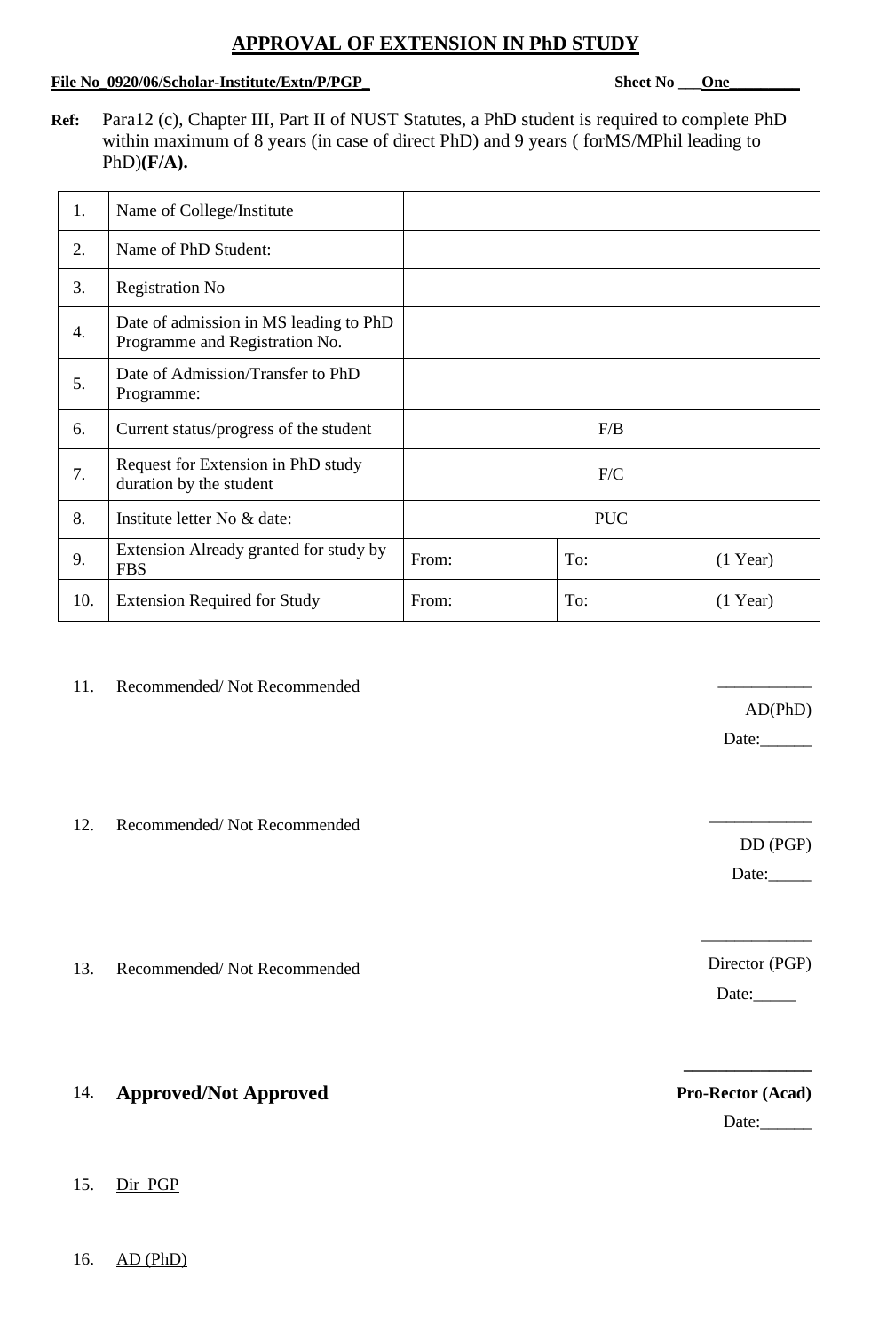## APPROVAL OF EXTENSION IN PhD STUDY

**File No_0920/06/Scholar-Institute/Extn/P/PGP_** **Sheet No ___One________**

**Ref:** Para12 (c), Chapter III, Part II of NUST Statutes, a PhD student is required to complete PhD within maximum of 8 years (in case of direct PhD) and 9 years ( forMS/MPhil leading to PhD)**(F/A).**

| | | | | |
|---|---|---|---|---|
| 1. | Name of College/Institute | | | |
| 2. | Name of PhD Student: | | | |
| 3. | Registration No | | | |
| 4. | Date of admission in MS leading to PhD Programme and Registration No. | | | |
| 5. | Date of Admission/Transfer to PhD Programme: | | | |
| 6. | Current status/progress of the student | F/B | | |
| 7. | Request for Extension in PhD study duration by the student | F/C | | |
| 8. | Institute letter No & date: | PUC | | |
| 9. | Extension Already granted for study by FBS | From: | To: | (1 Year) |
| 10. | Extension Required for Study | From: | To: | (1 Year) |

11. Recommended/ Not Recommended

___________
AD(PhD)
Date:______

12. Recommended/ Not Recommended

____________
DD (PGP)
Date:_____

13. Recommended/ Not Recommended

_____________
Director (PGP)
Date:_____

14. **Approved/Not Approved**

_______________
**Pro-Rector (Acad)**
Date:______

15. Dir PGP

16. AD (PhD)